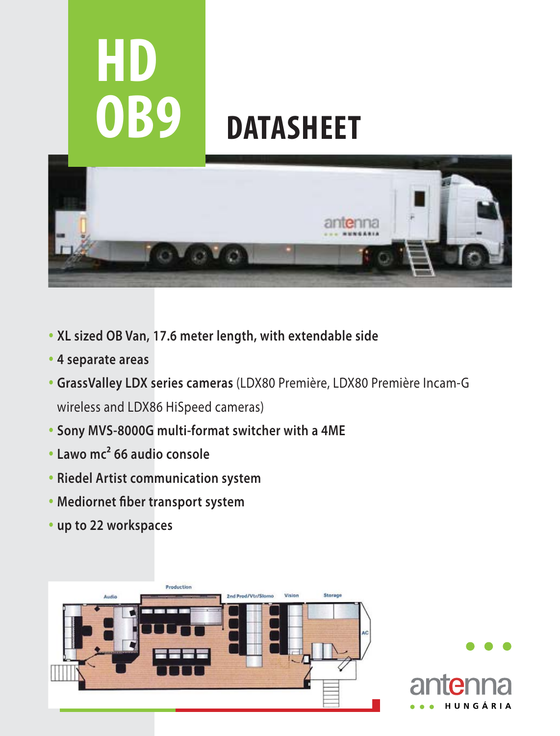# HD OB9

# DATASHEET

- **XL sized OB Van, 17.6 meter length, with extendable side**
- **4 separate areas**
- **GrassValley LDX series cameras** (LDX80 Première, LDX80 Première Incam-G wireless and LDX86 HiSpeed cameras)
- **Sony MVS-8000G multi-format switcher with a 4ME**
- **Lawo mc² 66 audio console**
- **Riedel Artist communication system**
- **Mediornet fiber transport system**
- **up to 22 workspaces**

Production

Audio

2nd Prod/Vtr/Slomo

Vision

Storage

AC

antenna HUNGÁRIA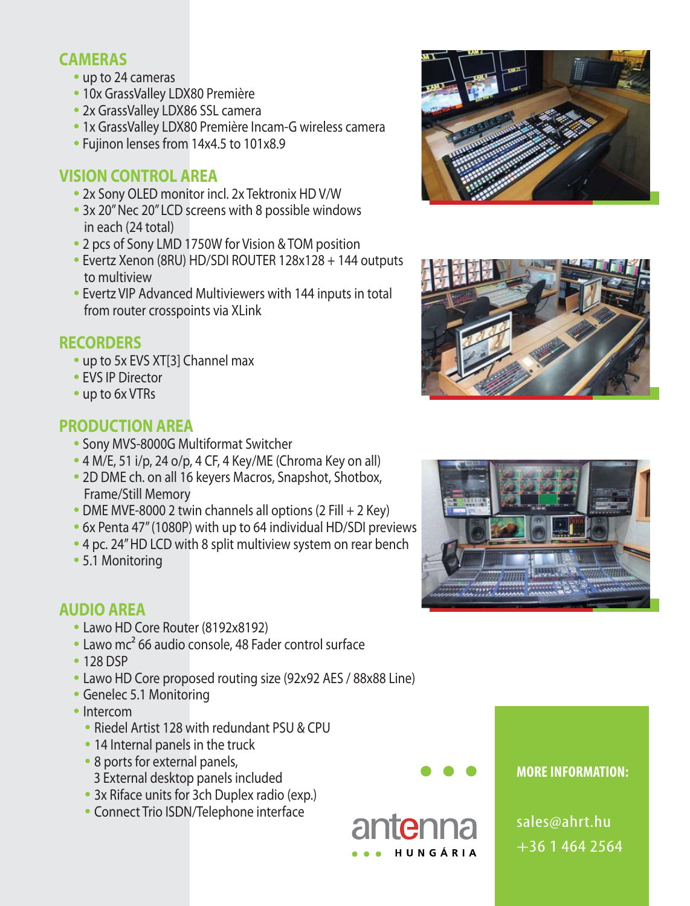## CAMERAS

- up to 24 cameras
- 10x GrassValley LDX80 Première
- 2x GrassValley LDX86 SSL camera
- 1x GrassValley LDX80 Première Incam-G wireless camera
- Fujinon lenses from 14x4.5 to 101x8.9

## VISION CONTROL AREA

- 2x Sony OLED monitor incl. 2x Tektronix HD V/W
- 3x 20" Nec 20" LCD screens with 8 possible windows in each (24 total)
- 2 pcs of Sony LMD 1750W for Vision & TOM position
- Evertz Xenon (8RU) HD/SDI ROUTER 128x128 + 144 outputs to multiview
- Evertz VIP Advanced Multiviewers with 144 inputs in total from router crosspoints via XLink

## RECORDERS

- up to 5x EVS XT[3] Channel max
- EVS IP Director
- up to 6x VTRs

## PRODUCTION AREA

- Sony MVS-8000G Multiformat Switcher
- 4 M/E, 51 i/p, 24 o/p, 4 CF, 4 Key/ME (Chroma Key on all)
- 2D DME ch. on all 16 keyers Macros, Snapshot, Shotbox, Frame/Still Memory
- DME MVE-8000 2 twin channels all options (2 Fill + 2 Key)
- 6x Penta 47" (1080P) with up to 64 individual HD/SDI previews
- 4 pc. 24" HD LCD with 8 split multiview system on rear bench
- 5.1 Monitoring

## AUDIO AREA

- Lawo HD Core Router (8192x8192)
- Lawo mc$^2$ 66 audio console, 48 Fader control surface
- 128 DSP
- Lawo HD Core proposed routing size (92x92 AES / 88x88 Line)
- Genelec 5.1 Monitoring
- Intercom
  - Riedel Artist 128 with redundant PSU & CPU
  - 14 Internal panels in the truck
  - 8 ports for external panels, 3 External desktop panels included
  - 3x Riface units for 3ch Duplex radio (exp.)
  - Connect Trio ISDN/Telephone interface

antenna HUNGÁRIA

**MORE INFORMATION:**

sales@ahrt.hu
+36 1 464 2564